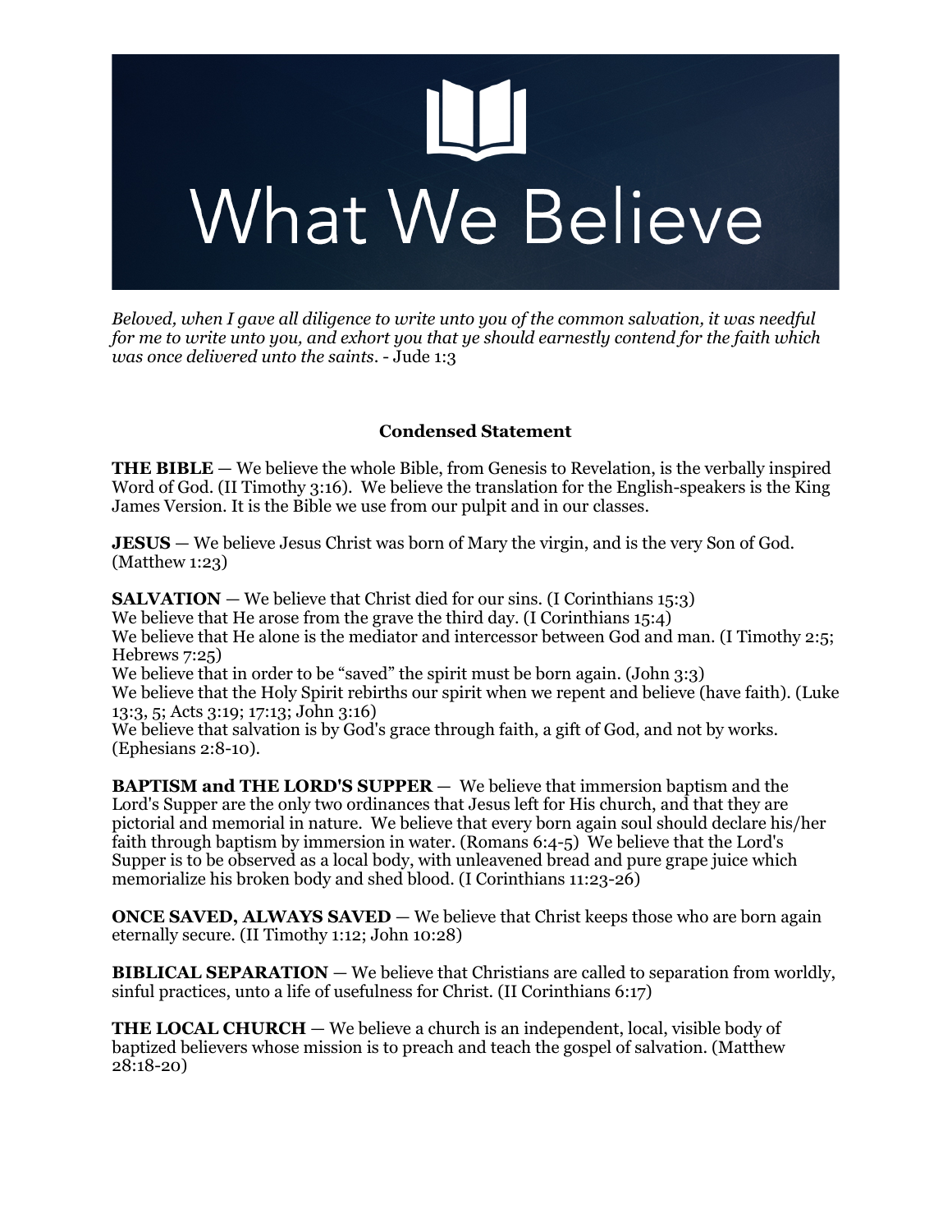# What We Believe

*Beloved, when I gave all diligence to write unto you of the common salvation, it was needful for me to write unto you, and exhort you that ye should earnestly contend for the faith which was once delivered unto the saints*. - Jude 1:3

## Condensed Statement

**THE BIBLE** — We believe the whole Bible, from Genesis to Revelation, is the verbally inspired Word of God. (II Timothy 3:16). We believe the translation for the English-speakers is the King James Version. It is the Bible we use from our pulpit and in our classes.

**JESUS** — We believe Jesus Christ was born of Mary the virgin, and is the very Son of God. (Matthew 1:23)

**SALVATION** — We believe that Christ died for our sins. (I Corinthians 15:3)
We believe that He arose from the grave the third day. (I Corinthians 15:4)
We believe that He alone is the mediator and intercessor between God and man. (I Timothy 2:5; Hebrews 7:25)
We believe that in order to be "saved" the spirit must be born again. (John 3:3)
We believe that the Holy Spirit rebirths our spirit when we repent and believe (have faith). (Luke 13:3, 5; Acts 3:19; 17:13; John 3:16)
We believe that salvation is by God's grace through faith, a gift of God, and not by works. (Ephesians 2:8-10).

**BAPTISM and THE LORD'S SUPPER** — We believe that immersion baptism and the Lord's Supper are the only two ordinances that Jesus left for His church, and that they are pictorial and memorial in nature. We believe that every born again soul should declare his/her faith through baptism by immersion in water. (Romans 6:4-5) We believe that the Lord's Supper is to be observed as a local body, with unleavened bread and pure grape juice which memorialize his broken body and shed blood. (I Corinthians 11:23-26)

**ONCE SAVED, ALWAYS SAVED** — We believe that Christ keeps those who are born again eternally secure. (II Timothy 1:12; John 10:28)

**BIBLICAL SEPARATION** — We believe that Christians are called to separation from worldly, sinful practices, unto a life of usefulness for Christ. (II Corinthians 6:17)

**THE LOCAL CHURCH** — We believe a church is an independent, local, visible body of baptized believers whose mission is to preach and teach the gospel of salvation. (Matthew 28:18-20)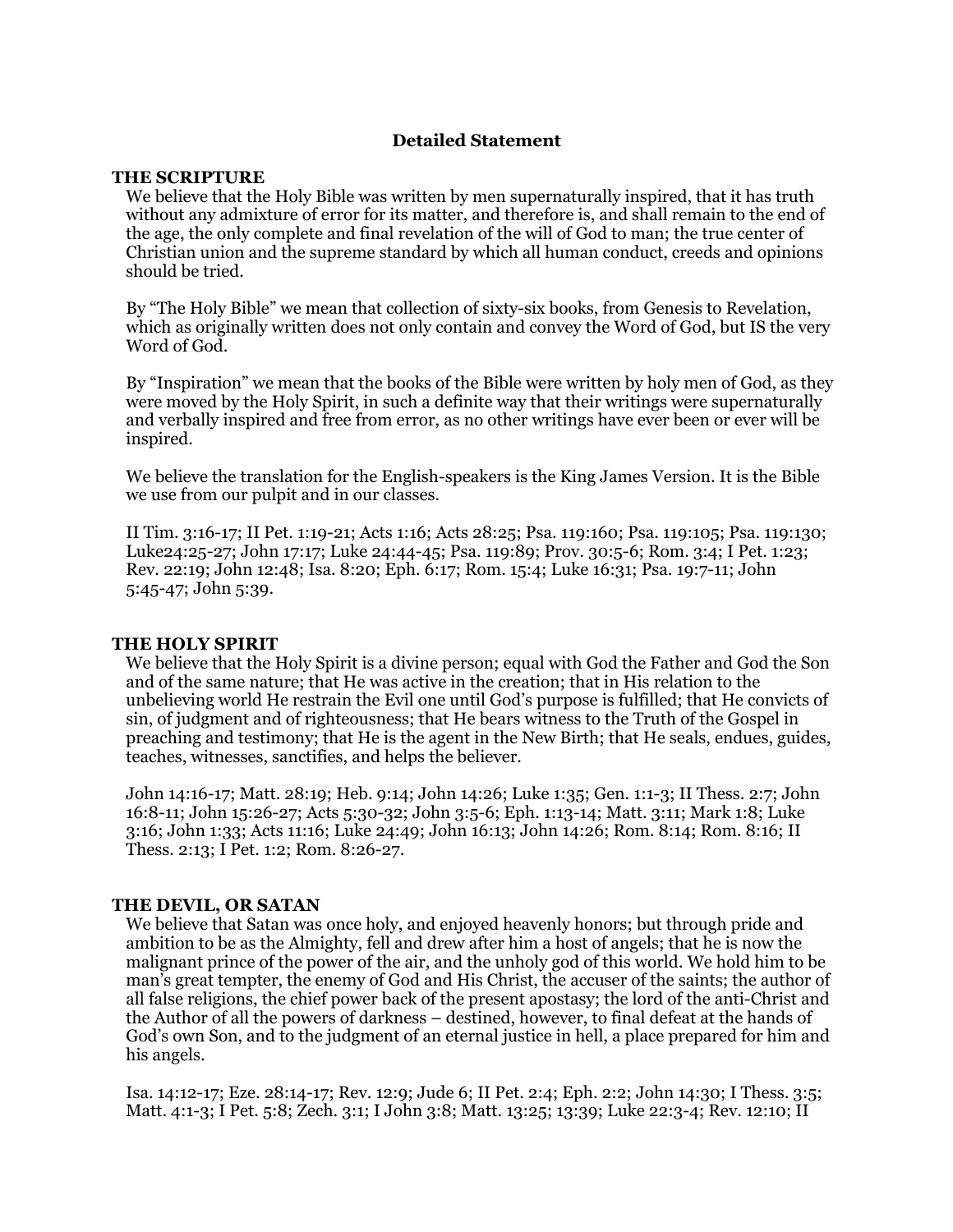## Detailed Statement

### THE SCRIPTURE

We believe that the Holy Bible was written by men supernaturally inspired, that it has truth without any admixture of error for its matter, and therefore is, and shall remain to the end of the age, the only complete and final revelation of the will of God to man; the true center of Christian union and the supreme standard by which all human conduct, creeds and opinions should be tried.

By "The Holy Bible" we mean that collection of sixty-six books, from Genesis to Revelation, which as originally written does not only contain and convey the Word of God, but IS the very Word of God.

By "Inspiration" we mean that the books of the Bible were written by holy men of God, as they were moved by the Holy Spirit, in such a definite way that their writings were supernaturally and verbally inspired and free from error, as no other writings have ever been or ever will be inspired.

We believe the translation for the English-speakers is the King James Version. It is the Bible we use from our pulpit and in our classes.

II Tim. 3:16-17; II Pet. 1:19-21; Acts 1:16; Acts 28:25; Psa. 119:160; Psa. 119:105; Psa. 119:130; Luke24:25-27; John 17:17; Luke 24:44-45; Psa. 119:89; Prov. 30:5-6; Rom. 3:4; I Pet. 1:23; Rev. 22:19; John 12:48; Isa. 8:20; Eph. 6:17; Rom. 15:4; Luke 16:31; Psa. 19:7-11; John 5:45-47; John 5:39.

### THE HOLY SPIRIT

We believe that the Holy Spirit is a divine person; equal with God the Father and God the Son and of the same nature; that He was active in the creation; that in His relation to the unbelieving world He restrain the Evil one until God's purpose is fulfilled; that He convicts of sin, of judgment and of righteousness; that He bears witness to the Truth of the Gospel in preaching and testimony; that He is the agent in the New Birth; that He seals, endues, guides, teaches, witnesses, sanctifies, and helps the believer.

John 14:16-17; Matt. 28:19; Heb. 9:14; John 14:26; Luke 1:35; Gen. 1:1-3; II Thess. 2:7; John 16:8-11; John 15:26-27; Acts 5:30-32; John 3:5-6; Eph. 1:13-14; Matt. 3:11; Mark 1:8; Luke 3:16; John 1:33; Acts 11:16; Luke 24:49; John 16:13; John 14:26; Rom. 8:14; Rom. 8:16; II Thess. 2:13; I Pet. 1:2; Rom. 8:26-27.

### THE DEVIL, OR SATAN

We believe that Satan was once holy, and enjoyed heavenly honors; but through pride and ambition to be as the Almighty, fell and drew after him a host of angels; that he is now the malignant prince of the power of the air, and the unholy god of this world. We hold him to be man's great tempter, the enemy of God and His Christ, the accuser of the saints; the author of all false religions, the chief power back of the present apostasy; the lord of the anti-Christ and the Author of all the powers of darkness – destined, however, to final defeat at the hands of God's own Son, and to the judgment of an eternal justice in hell, a place prepared for him and his angels.

Isa. 14:12-17; Eze. 28:14-17; Rev. 12:9; Jude 6; II Pet. 2:4; Eph. 2:2; John 14:30; I Thess. 3:5; Matt. 4:1-3; I Pet. 5:8; Zech. 3:1; I John 3:8; Matt. 13:25; 13:39; Luke 22:3-4; Rev. 12:10; II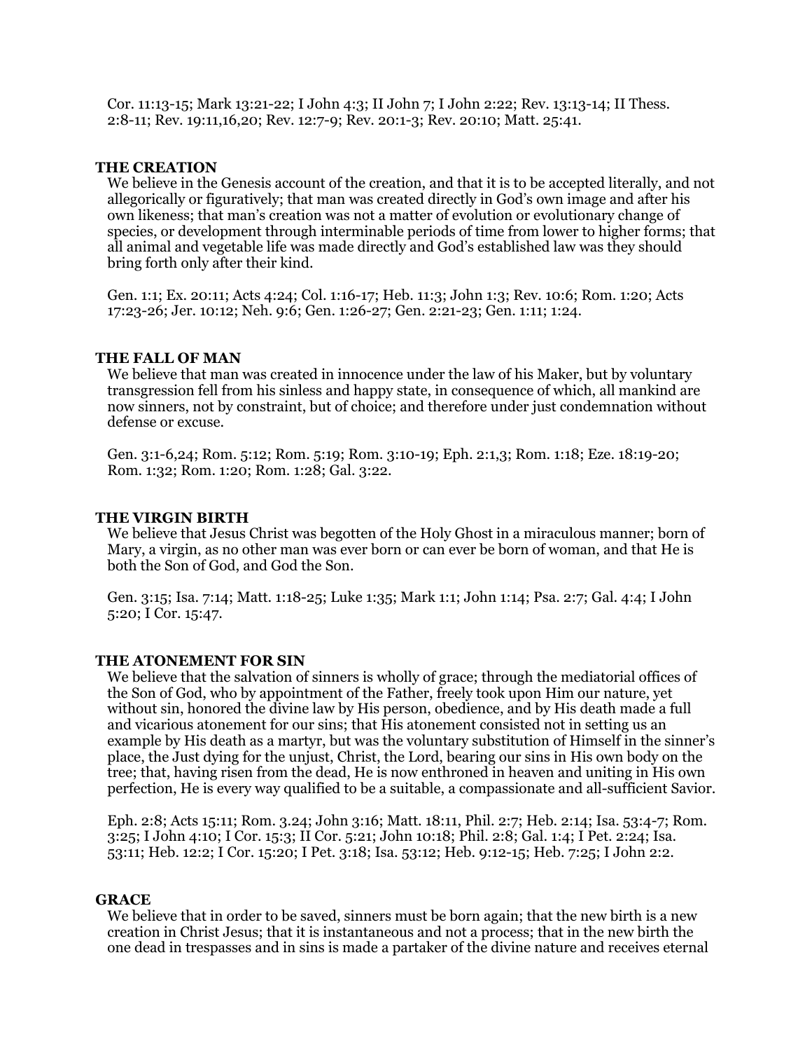Cor. 11:13-15; Mark 13:21-22; I John 4:3; II John 7; I John 2:22; Rev. 13:13-14; II Thess. 2:8-11; Rev. 19:11,16,20; Rev. 12:7-9; Rev. 20:1-3; Rev. 20:10; Matt. 25:41.

### THE CREATION

We believe in the Genesis account of the creation, and that it is to be accepted literally, and not allegorically or figuratively; that man was created directly in God's own image and after his own likeness; that man's creation was not a matter of evolution or evolutionary change of species, or development through interminable periods of time from lower to higher forms; that all animal and vegetable life was made directly and God's established law was they should bring forth only after their kind.

Gen. 1:1; Ex. 20:11; Acts 4:24; Col. 1:16-17; Heb. 11:3; John 1:3; Rev. 10:6; Rom. 1:20; Acts 17:23-26; Jer. 10:12; Neh. 9:6; Gen. 1:26-27; Gen. 2:21-23; Gen. 1:11; 1:24.

### THE FALL OF MAN

We believe that man was created in innocence under the law of his Maker, but by voluntary transgression fell from his sinless and happy state, in consequence of which, all mankind are now sinners, not by constraint, but of choice; and therefore under just condemnation without defense or excuse.

Gen. 3:1-6,24; Rom. 5:12; Rom. 5:19; Rom. 3:10-19; Eph. 2:1,3; Rom. 1:18; Eze. 18:19-20; Rom. 1:32; Rom. 1:20; Rom. 1:28; Gal. 3:22.

### THE VIRGIN BIRTH

We believe that Jesus Christ was begotten of the Holy Ghost in a miraculous manner; born of Mary, a virgin, as no other man was ever born or can ever be born of woman, and that He is both the Son of God, and God the Son.

Gen. 3:15; Isa. 7:14; Matt. 1:18-25; Luke 1:35; Mark 1:1; John 1:14; Psa. 2:7; Gal. 4:4; I John 5:20; I Cor. 15:47.

### THE ATONEMENT FOR SIN

We believe that the salvation of sinners is wholly of grace; through the mediatorial offices of the Son of God, who by appointment of the Father, freely took upon Him our nature, yet without sin, honored the divine law by His person, obedience, and by His death made a full and vicarious atonement for our sins; that His atonement consisted not in setting us an example by His death as a martyr, but was the voluntary substitution of Himself in the sinner's place, the Just dying for the unjust, Christ, the Lord, bearing our sins in His own body on the tree; that, having risen from the dead, He is now enthroned in heaven and uniting in His own perfection, He is every way qualified to be a suitable, a compassionate and all-sufficient Savior.

Eph. 2:8; Acts 15:11; Rom. 3.24; John 3:16; Matt. 18:11, Phil. 2:7; Heb. 2:14; Isa. 53:4-7; Rom. 3:25; I John 4:10; I Cor. 15:3; II Cor. 5:21; John 10:18; Phil. 2:8; Gal. 1:4; I Pet. 2:24; Isa. 53:11; Heb. 12:2; I Cor. 15:20; I Pet. 3:18; Isa. 53:12; Heb. 9:12-15; Heb. 7:25; I John 2:2.

### GRACE

We believe that in order to be saved, sinners must be born again; that the new birth is a new creation in Christ Jesus; that it is instantaneous and not a process; that in the new birth the one dead in trespasses and in sins is made a partaker of the divine nature and receives eternal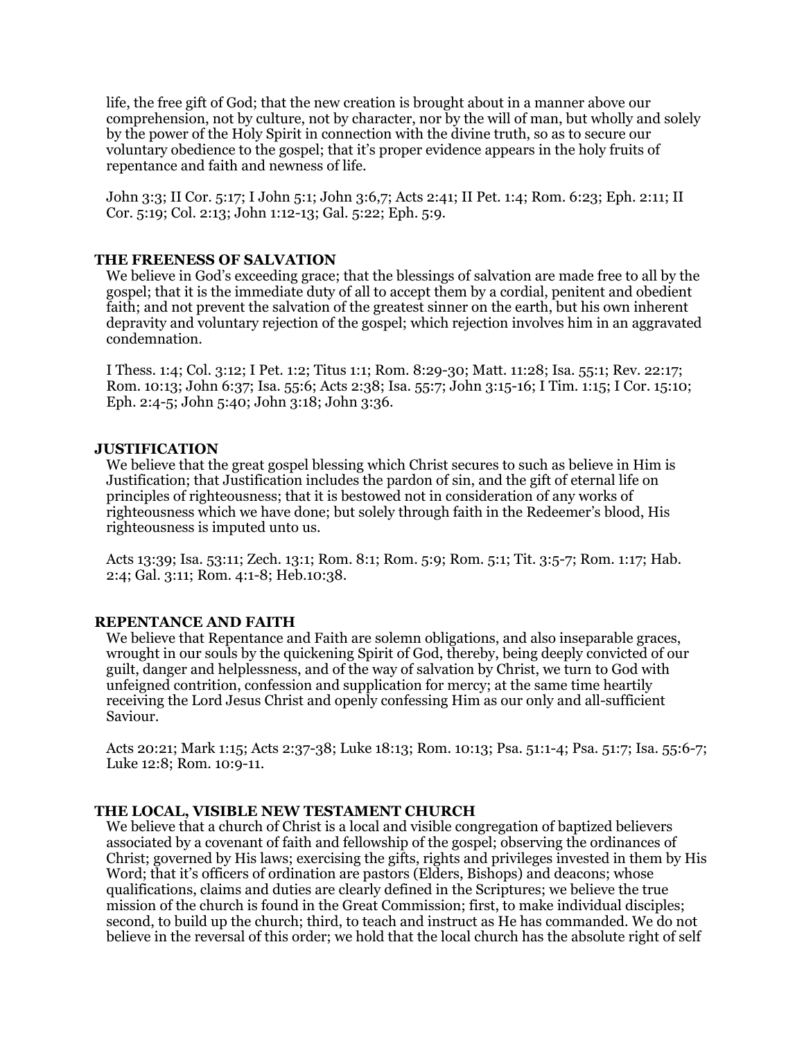life, the free gift of God; that the new creation is brought about in a manner above our comprehension, not by culture, not by character, nor by the will of man, but wholly and solely by the power of the Holy Spirit in connection with the divine truth, so as to secure our voluntary obedience to the gospel; that it's proper evidence appears in the holy fruits of repentance and faith and newness of life.

John 3:3; II Cor. 5:17; I John 5:1; John 3:6,7; Acts 2:41; II Pet. 1:4; Rom. 6:23; Eph. 2:11; II Cor. 5:19; Col. 2:13; John 1:12-13; Gal. 5:22; Eph. 5:9.

## THE FREENESS OF SALVATION

We believe in God's exceeding grace; that the blessings of salvation are made free to all by the gospel; that it is the immediate duty of all to accept them by a cordial, penitent and obedient faith; and not prevent the salvation of the greatest sinner on the earth, but his own inherent depravity and voluntary rejection of the gospel; which rejection involves him in an aggravated condemnation.

I Thess. 1:4; Col. 3:12; I Pet. 1:2; Titus 1:1; Rom. 8:29-30; Matt. 11:28; Isa. 55:1; Rev. 22:17; Rom. 10:13; John 6:37; Isa. 55:6; Acts 2:38; Isa. 55:7; John 3:15-16; I Tim. 1:15; I Cor. 15:10; Eph. 2:4-5; John 5:40; John 3:18; John 3:36.

## JUSTIFICATION

We believe that the great gospel blessing which Christ secures to such as believe in Him is Justification; that Justification includes the pardon of sin, and the gift of eternal life on principles of righteousness; that it is bestowed not in consideration of any works of righteousness which we have done; but solely through faith in the Redeemer's blood, His righteousness is imputed unto us.

Acts 13:39; Isa. 53:11; Zech. 13:1; Rom. 8:1; Rom. 5:9; Rom. 5:1; Tit. 3:5-7; Rom. 1:17; Hab. 2:4; Gal. 3:11; Rom. 4:1-8; Heb.10:38.

## REPENTANCE AND FAITH

We believe that Repentance and Faith are solemn obligations, and also inseparable graces, wrought in our souls by the quickening Spirit of God, thereby, being deeply convicted of our guilt, danger and helplessness, and of the way of salvation by Christ, we turn to God with unfeigned contrition, confession and supplication for mercy; at the same time heartily receiving the Lord Jesus Christ and openly confessing Him as our only and all-sufficient Saviour.

Acts 20:21; Mark 1:15; Acts 2:37-38; Luke 18:13; Rom. 10:13; Psa. 51:1-4; Psa. 51:7; Isa. 55:6-7; Luke 12:8; Rom. 10:9-11.

## THE LOCAL, VISIBLE NEW TESTAMENT CHURCH

We believe that a church of Christ is a local and visible congregation of baptized believers associated by a covenant of faith and fellowship of the gospel; observing the ordinances of Christ; governed by His laws; exercising the gifts, rights and privileges invested in them by His Word; that it's officers of ordination are pastors (Elders, Bishops) and deacons; whose qualifications, claims and duties are clearly defined in the Scriptures; we believe the true mission of the church is found in the Great Commission; first, to make individual disciples; second, to build up the church; third, to teach and instruct as He has commanded. We do not believe in the reversal of this order; we hold that the local church has the absolute right of self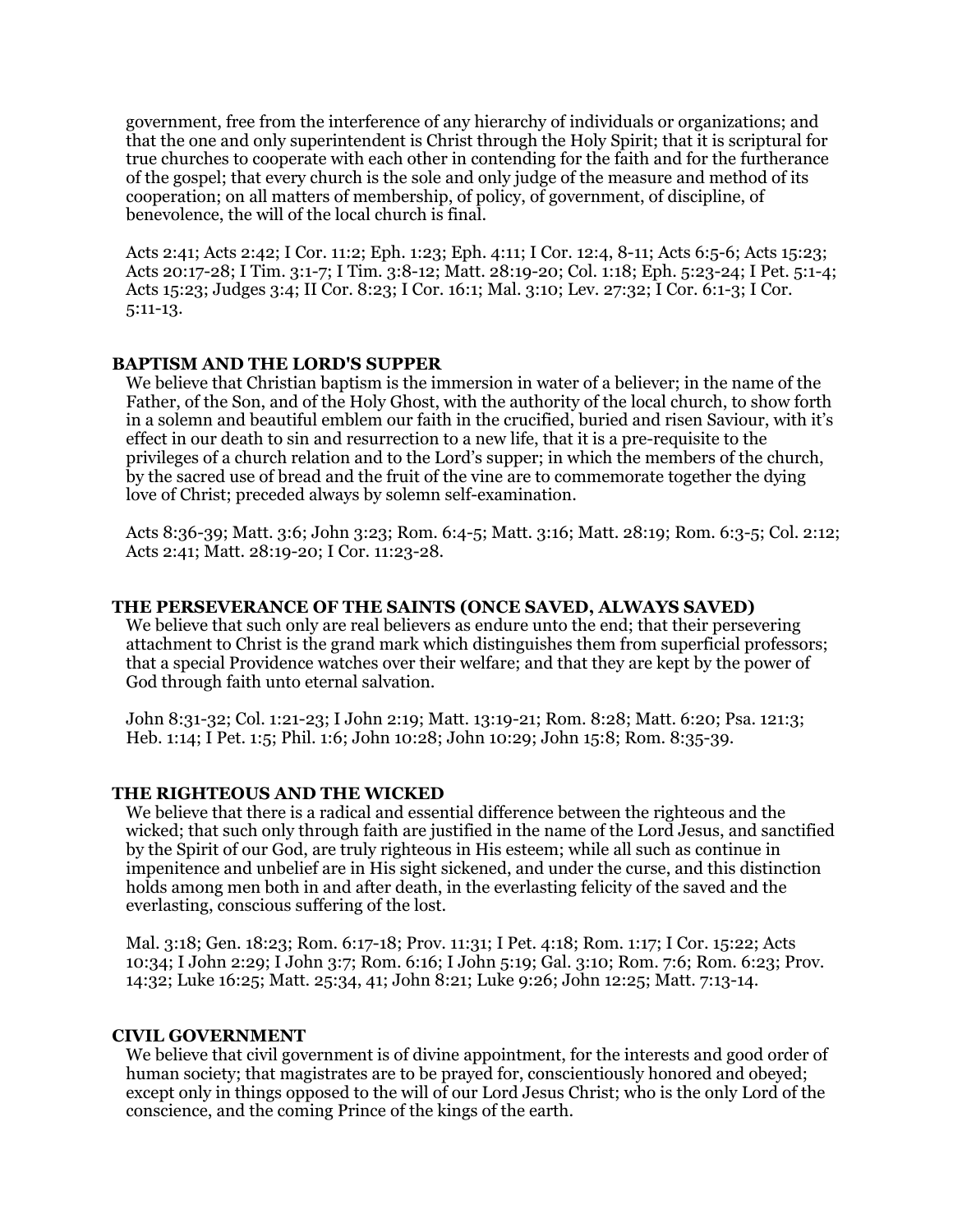government, free from the interference of any hierarchy of individuals or organizations; and that the one and only superintendent is Christ through the Holy Spirit; that it is scriptural for true churches to cooperate with each other in contending for the faith and for the furtherance of the gospel; that every church is the sole and only judge of the measure and method of its cooperation; on all matters of membership, of policy, of government, of discipline, of benevolence, the will of the local church is final.

Acts 2:41; Acts 2:42; I Cor. 11:2; Eph. 1:23; Eph. 4:11; I Cor. 12:4, 8-11; Acts 6:5-6; Acts 15:23; Acts 20:17-28; I Tim. 3:1-7; I Tim. 3:8-12; Matt. 28:19-20; Col. 1:18; Eph. 5:23-24; I Pet. 5:1-4; Acts 15:23; Judges 3:4; II Cor. 8:23; I Cor. 16:1; Mal. 3:10; Lev. 27:32; I Cor. 6:1-3; I Cor. 5:11-13.

**BAPTISM AND THE LORD'S SUPPER**

We believe that Christian baptism is the immersion in water of a believer; in the name of the Father, of the Son, and of the Holy Ghost, with the authority of the local church, to show forth in a solemn and beautiful emblem our faith in the crucified, buried and risen Saviour, with it's effect in our death to sin and resurrection to a new life, that it is a pre-requisite to the privileges of a church relation and to the Lord's supper; in which the members of the church, by the sacred use of bread and the fruit of the vine are to commemorate together the dying love of Christ; preceded always by solemn self-examination.

Acts 8:36-39; Matt. 3:6; John 3:23; Rom. 6:4-5; Matt. 3:16; Matt. 28:19; Rom. 6:3-5; Col. 2:12; Acts 2:41; Matt. 28:19-20; I Cor. 11:23-28.

**THE PERSEVERANCE OF THE SAINTS (ONCE SAVED, ALWAYS SAVED)**

We believe that such only are real believers as endure unto the end; that their persevering attachment to Christ is the grand mark which distinguishes them from superficial professors; that a special Providence watches over their welfare; and that they are kept by the power of God through faith unto eternal salvation.

John 8:31-32; Col. 1:21-23; I John 2:19; Matt. 13:19-21; Rom. 8:28; Matt. 6:20; Psa. 121:3; Heb. 1:14; I Pet. 1:5; Phil. 1:6; John 10:28; John 10:29; John 15:8; Rom. 8:35-39.

**THE RIGHTEOUS AND THE WICKED**

We believe that there is a radical and essential difference between the righteous and the wicked; that such only through faith are justified in the name of the Lord Jesus, and sanctified by the Spirit of our God, are truly righteous in His esteem; while all such as continue in impenitence and unbelief are in His sight sickened, and under the curse, and this distinction holds among men both in and after death, in the everlasting felicity of the saved and the everlasting, conscious suffering of the lost.

Mal. 3:18; Gen. 18:23; Rom. 6:17-18; Prov. 11:31; I Pet. 4:18; Rom. 1:17; I Cor. 15:22; Acts 10:34; I John 2:29; I John 3:7; Rom. 6:16; I John 5:19; Gal. 3:10; Rom. 7:6; Rom. 6:23; Prov. 14:32; Luke 16:25; Matt. 25:34, 41; John 8:21; Luke 9:26; John 12:25; Matt. 7:13-14.

**CIVIL GOVERNMENT**

We believe that civil government is of divine appointment, for the interests and good order of human society; that magistrates are to be prayed for, conscientiously honored and obeyed; except only in things opposed to the will of our Lord Jesus Christ; who is the only Lord of the conscience, and the coming Prince of the kings of the earth.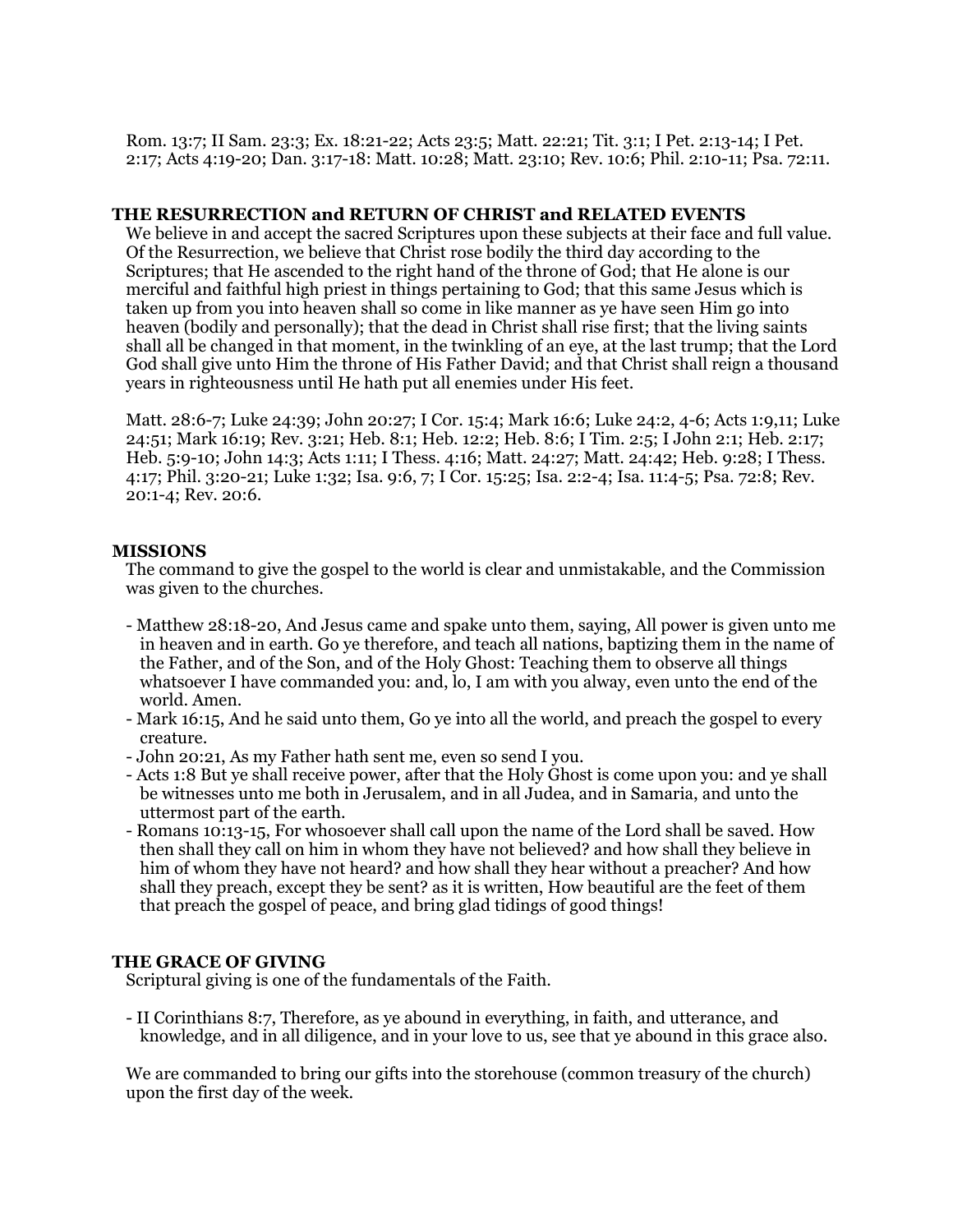Rom. 13:7; II Sam. 23:3; Ex. 18:21-22; Acts 23:5; Matt. 22:21; Tit. 3:1; I Pet. 2:13-14; I Pet. 2:17; Acts 4:19-20; Dan. 3:17-18: Matt. 10:28; Matt. 23:10; Rev. 10:6; Phil. 2:10-11; Psa. 72:11.

## THE RESURRECTION and RETURN OF CHRIST and RELATED EVENTS

We believe in and accept the sacred Scriptures upon these subjects at their face and full value. Of the Resurrection, we believe that Christ rose bodily the third day according to the Scriptures; that He ascended to the right hand of the throne of God; that He alone is our merciful and faithful high priest in things pertaining to God; that this same Jesus which is taken up from you into heaven shall so come in like manner as ye have seen Him go into heaven (bodily and personally); that the dead in Christ shall rise first; that the living saints shall all be changed in that moment, in the twinkling of an eye, at the last trump; that the Lord God shall give unto Him the throne of His Father David; and that Christ shall reign a thousand years in righteousness until He hath put all enemies under His feet.

Matt. 28:6-7; Luke 24:39; John 20:27; I Cor. 15:4; Mark 16:6; Luke 24:2, 4-6; Acts 1:9,11; Luke 24:51; Mark 16:19; Rev. 3:21; Heb. 8:1; Heb. 12:2; Heb. 8:6; I Tim. 2:5; I John 2:1; Heb. 2:17; Heb. 5:9-10; John 14:3; Acts 1:11; I Thess. 4:16; Matt. 24:27; Matt. 24:42; Heb. 9:28; I Thess. 4:17; Phil. 3:20-21; Luke 1:32; Isa. 9:6, 7; I Cor. 15:25; Isa. 2:2-4; Isa. 11:4-5; Psa. 72:8; Rev. 20:1-4; Rev. 20:6.

## MISSIONS

The command to give the gospel to the world is clear and unmistakable, and the Commission was given to the churches.

- Matthew 28:18-20, And Jesus came and spake unto them, saying, All power is given unto me in heaven and in earth. Go ye therefore, and teach all nations, baptizing them in the name of the Father, and of the Son, and of the Holy Ghost: Teaching them to observe all things whatsoever I have commanded you: and, lo, I am with you alway, even unto the end of the world. Amen.
- Mark 16:15, And he said unto them, Go ye into all the world, and preach the gospel to every creature.
- John 20:21, As my Father hath sent me, even so send I you.
- Acts 1:8 But ye shall receive power, after that the Holy Ghost is come upon you: and ye shall be witnesses unto me both in Jerusalem, and in all Judea, and in Samaria, and unto the uttermost part of the earth.
- Romans 10:13-15, For whosoever shall call upon the name of the Lord shall be saved. How then shall they call on him in whom they have not believed? and how shall they believe in him of whom they have not heard? and how shall they hear without a preacher? And how shall they preach, except they be sent? as it is written, How beautiful are the feet of them that preach the gospel of peace, and bring glad tidings of good things!

## THE GRACE OF GIVING

Scriptural giving is one of the fundamentals of the Faith.

- II Corinthians 8:7, Therefore, as ye abound in everything, in faith, and utterance, and knowledge, and in all diligence, and in your love to us, see that ye abound in this grace also.

We are commanded to bring our gifts into the storehouse (common treasury of the church) upon the first day of the week.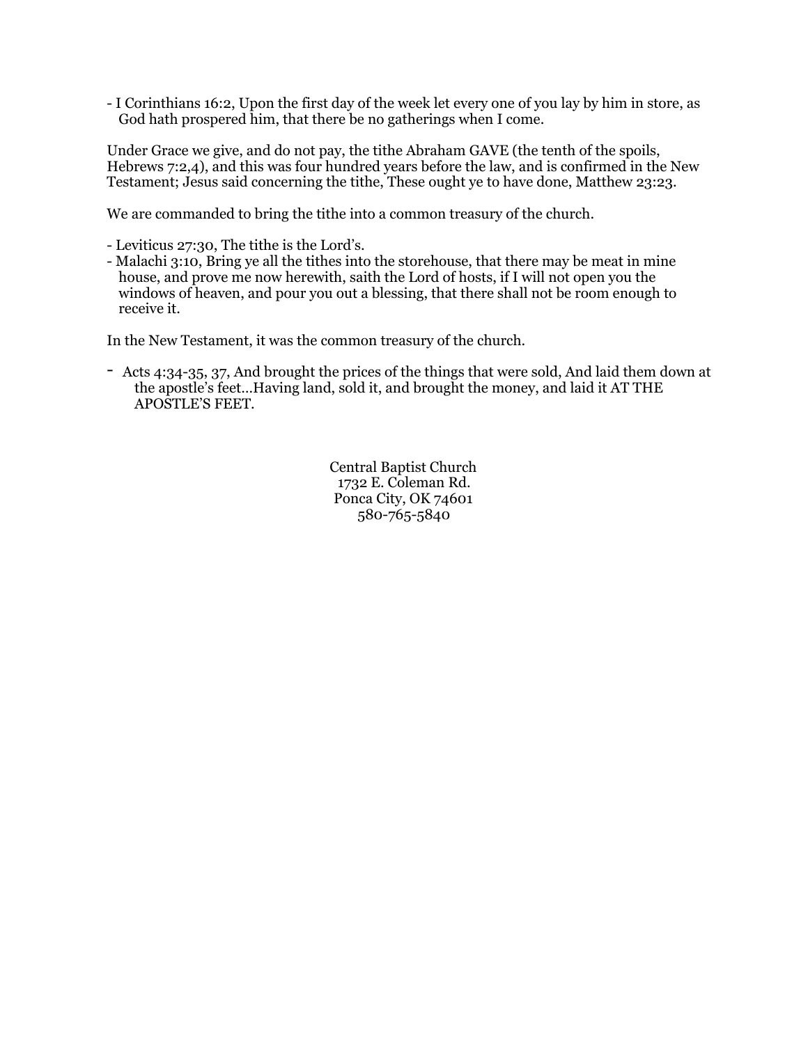- I Corinthians 16:2, Upon the first day of the week let every one of you lay by him in store, as God hath prospered him, that there be no gatherings when I come.

Under Grace we give, and do not pay, the tithe Abraham GAVE (the tenth of the spoils, Hebrews 7:2,4), and this was four hundred years before the law, and is confirmed in the New Testament; Jesus said concerning the tithe, These ought ye to have done, Matthew 23:23.

We are commanded to bring the tithe into a common treasury of the church.

- Leviticus 27:30, The tithe is the Lord's.
- Malachi 3:10, Bring ye all the tithes into the storehouse, that there may be meat in mine house, and prove me now herewith, saith the Lord of hosts, if I will not open you the windows of heaven, and pour you out a blessing, that there shall not be room enough to receive it.

In the New Testament, it was the common treasury of the church.

- Acts 4:34-35, 37, And brought the prices of the things that were sold, And laid them down at the apostle's feet…Having land, sold it, and brought the money, and laid it AT THE APOSTLE'S FEET.

Central Baptist Church
1732 E. Coleman Rd.
Ponca City, OK 74601
580-765-5840